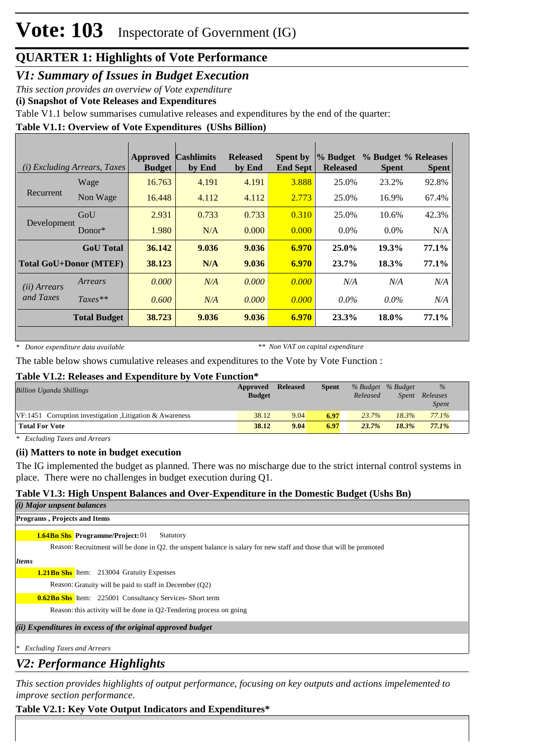# Vote: 103 Inspectorate of Government (IG)

## QUARTER 1: Highlights of Vote Performance

### *V1: Summary of Issues in Budget Execution*

*This section provides an overview of Vote expenditure*

**(i) Snapshot of Vote Releases and Expenditures**

Table V1.1 below summarises cumulative releases and expenditures by the end of the quarter:

**Table V1.1: Overview of Vote Expenditures (UShs Billion)**

| *(i) Excluding Arrears, Taxes* | | Approved Budget | Cashlimits by End | Released by End | Spent by End Sept | % Budget Released | % Budget Spent | % Releases Spent |
|---|---|---|---|---|---|---|---|---|
| Recurrent | Wage | 16.763 | 4.191 | 4.191 | 3.888 | 25.0% | 23.2% | 92.8% |
| | Non Wage | 16.448 | 4.112 | 4.112 | 2.773 | 25.0% | 16.9% | 67.4% |
| Development | GoU | 2.931 | 0.733 | 0.733 | 0.310 | 25.0% | 10.6% | 42.3% |
| | Donor* | 1.980 | N/A | 0.000 | 0.000 | 0.0% | 0.0% | N/A |
| | **GoU Total** | **36.142** | **9.036** | **9.036** | **6.970** | **25.0%** | **19.3%** | **77.1%** |
| **Total GoU+Donor (MTEF)** | | **38.123** | **N/A** | **9.036** | **6.970** | **23.7%** | **18.3%** | **77.1%** |
| *(ii) Arrears and Taxes* | *Arrears* | *0.000* | *N/A* | *0.000* | *0.000* | *N/A* | *N/A* | *N/A* |
| | *Taxes*** | *0.600* | *N/A* | *0.000* | *0.000* | *0.0%* | *0.0%* | *N/A* |
| | **Total Budget** | **38.723** | **9.036** | **9.036** | **6.970** | **23.3%** | **18.0%** | **77.1%** |

*\* Donor expenditure data available* *\*\* Non VAT on capital expenditure*

The table below shows cumulative releases and expenditures to the Vote by Vote Function :

**Table V1.2: Releases and Expenditure by Vote Function***

| *Billion Uganda Shillings* | Approved Budget | Released | Spent | *% Budget Released* | *% Budget Spent* | *% Releases Spent* |
|---|---|---|---|---|---|---|
| VF:1451 Corruption investigation ,Litigation & Awareness | 38.12 | 9.04 | 6.97 | *23.7%* | *18.3%* | *77.1%* |
| **Total For Vote** | **38.12** | **9.04** | **6.97** | ***23.7%*** | ***18.3%*** | ***77.1%*** |

*\* Excluding Taxes and Arrears*

**(ii) Matters to note in budget execution**

The IG implemented the budget as planned. There was no mischarge due to the strict internal control systems in place. There were no challenges in budget execution during Q1.

**Table V1.3: High Unspent Balances and Over-Expenditure in the Domestic Budget (Ushs Bn)**

***(i) Major unpsent balances***

**Programs , Projects and Items**

**1.64Bn Shs** **Programme/Project:** 01 Statutory

Reason: Recruitment will be done in Q2. the unspent balance is salary for new staff and those that will be promoted

***Items***

**1.21Bn Shs** Item: 213004 Gratuity Expenses

Reason: Gratuity will be paid to staff in December (Q2)

**0.62Bn Shs** Item: 225001 Consultancy Services- Short term

Reason: this activity will be done in Q2-Tendering process on going

***(ii) Expenditures in excess of the original approved budget***

*\* Excluding Taxes and Arrears*

### *V2: Performance Highlights*

*This section provides highlights of output performance, focusing on key outputs and actions impelemented to improve section performance.*

**Table V2.1: Key Vote Output Indicators and Expenditures***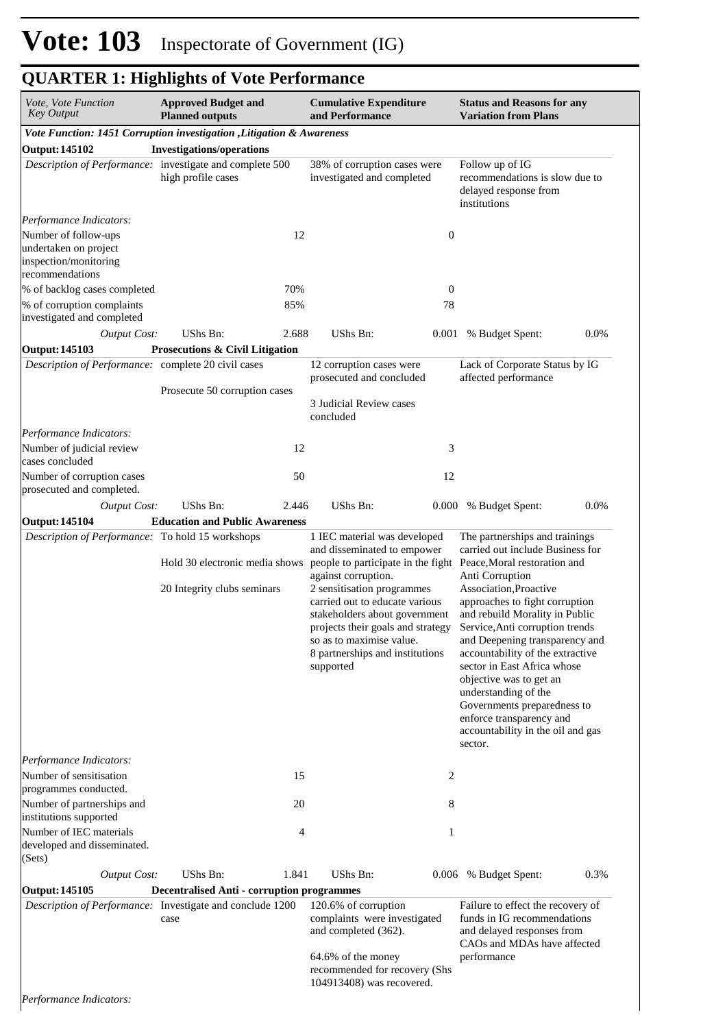# Vote: 103 Inspectorate of Government (IG)

## QUARTER 1: Highlights of Vote Performance

| *Vote, Vote Function Key Output* | **Approved Budget and Planned outputs** | | **Cumulative Expenditure and Performance** | | **Status and Reasons for any Variation from Plans** | |
|---|---|---|---|---|---|---|
| ***Vote Function: 1451 Corruption investigation ,Litigation & Awareness*** | | | | | | |
| **Output: 145102** | **Investigations/operations** | | | | | |
| *Description of Performance:* | investigate and complete 500 high profile cases | | 38% of corruption cases were investigated and completed | | Follow up of IG recommendations is slow due to delayed response from institutions | |
| *Performance Indicators:* | | | | | | |
| Number of follow-ups undertaken on project inspection/monitoring recommendations | | 12 | | 0 | | |
| % of backlog cases completed | | 70% | | 0 | | |
| % of corruption complaints investigated and completed | | 85% | | 78 | | |
| *Output Cost:* | UShs Bn: | 2.688 | UShs Bn: | 0.001 | % Budget Spent: | 0.0% |
| **Output: 145103** | **Prosecutions & Civil Litigation** | | | | | |
| *Description of Performance:* | complete 20 civil cases<br><br>Prosecute 50 corruption cases | | 12 corruption cases were prosecuted and concluded<br><br>3 Judicial Review cases concluded | | Lack of Corporate Status by IG affected performance | |
| *Performance Indicators:* | | | | | | |
| Number of judicial review cases concluded | | 12 | | 3 | | |
| Number of corruption cases prosecuted and completed. | | 50 | | 12 | | |
| *Output Cost:* | UShs Bn: | 2.446 | UShs Bn: | 0.000 | % Budget Spent: | 0.0% |
| **Output: 145104** | **Education and Public Awareness** | | | | | |
| *Description of Performance:* | To hold 15 workshops<br><br>Hold 30 electronic media shows<br><br>20 Integrity clubs seminars | | 1 IEC material was developed and disseminated to empower people to participate in the fight against corruption.<br>2 sensitisation programmes carried out to educate various stakeholders about government projects their goals and strategy so as to maximise value.<br>8 partnerships and institutions supported | | The partnerships and trainings carried out include Business for Peace,Moral restoration and Anti Corruption Association,Proactive approaches to fight corruption and rebuild Morality in Public Service,Anti corruption trends and Deepening transparency and accountability of the extractive sector in East Africa whose objective was to get an understanding of the Governments preparedness to enforce transparency and accountability in the oil and gas sector. | |
| *Performance Indicators:* | | | | | | |
| Number of sensitisation programmes conducted. | | 15 | | 2 | | |
| Number of partnerships and institutions supported | | 20 | | 8 | | |
| Number of IEC materials developed and disseminated. (Sets) | | 4 | | 1 | | |
| *Output Cost:* | UShs Bn: | 1.841 | UShs Bn: | 0.006 | % Budget Spent: | 0.3% |
| **Output: 145105** | **Decentralised Anti - corruption programmes** | | | | | |
| *Description of Performance:* | Investigate and conclude 1200 case | | 120.6% of corruption complaints were investigated and completed (362).<br><br>64.6% of the money recommended for recovery (Shs 104913408) was recovered. | | Failure to effect the recovery of funds in IG recommendations and delayed responses from CAOs and MDAs have affected performance | |
| *Performance Indicators:* | | | | | | |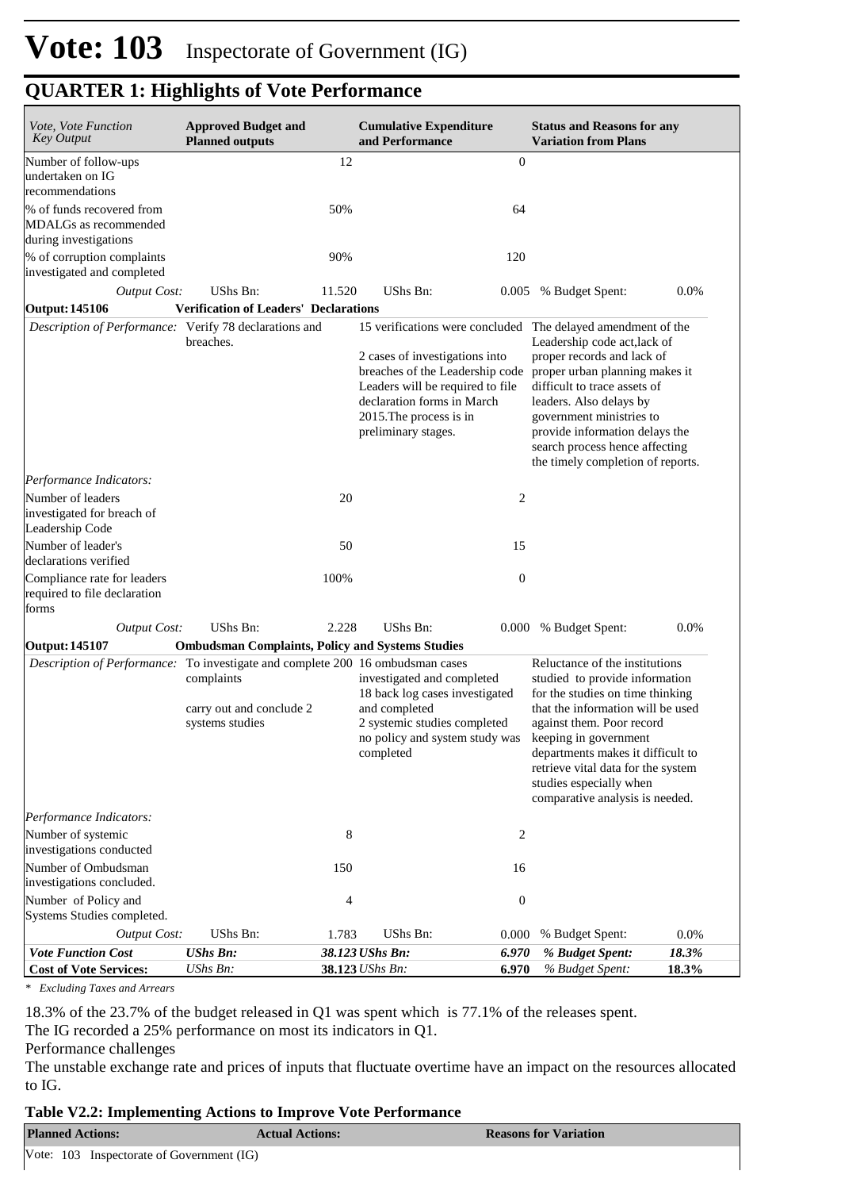# Vote: 103 Inspectorate of Government (IG)

## QUARTER 1: Highlights of Vote Performance

| *Vote, Vote Function Key Output* | **Approved Budget and Planned outputs** | | **Cumulative Expenditure and Performance** | | **Status and Reasons for any Variation from Plans** | |
|---|---|---|---|---|---|---|
| Number of follow-ups undertaken on IG recommendations | | 12 | | 0 | | |
| % of funds recovered from MDALGs as recommended during investigations | | 50% | | 64 | | |
| % of corruption complaints investigated and completed | | 90% | | 120 | | |
| *Output Cost:* | UShs Bn: | 11.520 | UShs Bn: | 0.005 | % Budget Spent: | 0.0% |
| **Output: 145106** | **Verification of Leaders' Declarations** | | | | | |
| *Description of Performance:* | Verify 78 declarations and breaches. | | 15 verifications were concluded<br><br>2 cases of investigations into breaches of the Leadership code Leaders will be required to file declaration forms in March 2015.The process is in preliminary stages. | | The delayed amendment of the Leadership code act,lack of proper records and lack of proper urban planning makes it difficult to trace assets of leaders. Also delays by government ministries to provide information delays the search process hence affecting the timely completion of reports. | |
| *Performance Indicators:* | | | | | | |
| Number of leaders investigated for breach of Leadership Code | | 20 | | 2 | | |
| Number of leader's declarations verified | | 50 | | 15 | | |
| Compliance rate for leaders required to file declaration forms | | 100% | | 0 | | |
| *Output Cost:* | UShs Bn: | 2.228 | UShs Bn: | 0.000 | % Budget Spent: | 0.0% |
| **Output: 145107** | **Ombudsman Complaints, Policy and Systems Studies** | | | | | |
| *Description of Performance:* | To investigate and complete 200 complaints<br><br>carry out and conclude 2 systems studies | | 16 ombudsman cases investigated and completed<br>18 back log cases investigated and completed<br>2 systemic studies completed<br>no policy and system study was completed | | Reluctance of the institutions studied to provide information for the studies on time thinking that the information will be used against them. Poor record keeping in government departments makes it difficult to retrieve vital data for the system studies especially when comparative analysis is needed. | |
| *Performance Indicators:* | | | | | | |
| Number of systemic investigations conducted | | 8 | | 2 | | |
| Number of Ombudsman investigations concluded. | | 150 | | 16 | | |
| Number of Policy and Systems Studies completed. | | 4 | | 0 | | |
| *Output Cost:* | UShs Bn: | 1.783 | UShs Bn: | 0.000 | % Budget Spent: | 0.0% |
| ***Vote Function Cost*** | ***UShs Bn:*** | ***38.123*** | ***UShs Bn:*** | ***6.970*** | ***% Budget Spent:*** | ***18.3%*** |
| **Cost of Vote Services:** | *UShs Bn:* | **38.123** | *UShs Bn:* | **6.970** | *% Budget Spent:* | **18.3%** |

*\* Excluding Taxes and Arrears*

18.3% of the 23.7% of the budget released in Q1 was spent which is 77.1% of the releases spent.
The IG recorded a 25% performance on most its indicators in Q1.
Performance challenges
The unstable exchange rate and prices of inputs that fluctuate overtime have an impact on the resources allocated to IG.

**Table V2.2: Implementing Actions to Improve Vote Performance**

| **Planned Actions:** | **Actual Actions:** | **Reasons for Variation** |
|---|---|---|
| Vote: 103 Inspectorate of Government (IG) | | |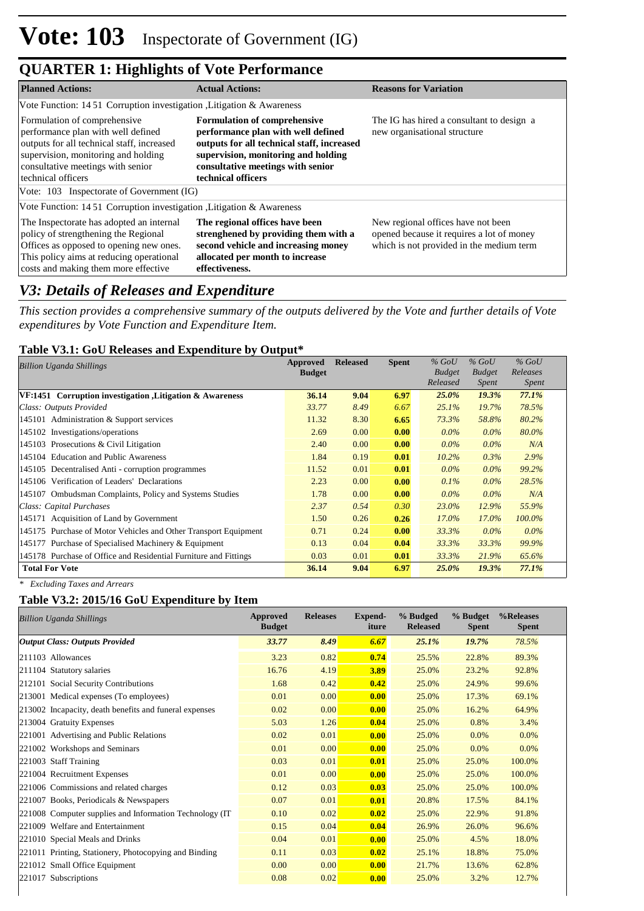# Vote: 103 Inspectorate of Government (IG)

## QUARTER 1: Highlights of Vote Performance

| Planned Actions: | Actual Actions: | Reasons for Variation |
|---|---|---|
| Vote Function: 14 51 Corruption investigation ,Litigation & Awareness | | |
| Formulation of comprehensive performance plan with well defined outputs for all technical staff, increased supervision, monitoring and holding consultative meetings with senior technical officers | **Formulation of comprehensive performance plan with well defined outputs for all technical staff, increased supervision, monitoring and holding consultative meetings with senior technical officers** | The IG has hired a consultant to design a new organisational structure |
| Vote: 103 Inspectorate of Government (IG) | | |
| Vote Function: 14 51 Corruption investigation ,Litigation & Awareness | | |
| The Inspectorate has adopted an internal policy of strengthening the Regional Offices as opposed to opening new ones. This policy aims at reducing operational costs and making them more effective | **The regional offices have been strenghened by providing them with a second vehicle and increasing money allocated per month to increase effectiveness.** | New regional offices have not been opened because it requires a lot of money which is not provided in the medium term |

## *V3: Details of Releases and Expenditure*

*This section provides a comprehensive summary of the outputs delivered by the Vote and further details of Vote expenditures by Vote Function and Expenditure Item.*

### Table V3.1: GoU Releases and Expenditure by Output*

| *Billion Uganda Shillings* | Approved Budget | Released | Spent | *% GoU Budget Released* | *% GoU Budget Spent* | *% GoU Releases Spent* |
|---|---|---|---|---|---|---|
| **VF:1451 Corruption investigation ,Litigation & Awareness** | **36.14** | **9.04** | **6.97** | ***25.0%*** | ***19.3%*** | ***77.1%*** |
| *Class: Outputs Provided* | *33.77* | *8.49* | *6.67* | *25.1%* | *19.7%* | *78.5%* |
| 145101 Administration & Support services | 11.32 | 8.30 | **6.65** | *73.3%* | *58.8%* | *80.2%* |
| 145102 Investigations/operations | 2.69 | 0.00 | **0.00** | *0.0%* | *0.0%* | *80.0%* |
| 145103 Prosecutions & Civil Litigation | 2.40 | 0.00 | **0.00** | *0.0%* | *0.0%* | *N/A* |
| 145104 Education and Public Awareness | 1.84 | 0.19 | **0.01** | *10.2%* | *0.3%* | *2.9%* |
| 145105 Decentralised Anti - corruption programmes | 11.52 | 0.01 | **0.01** | *0.0%* | *0.0%* | *99.2%* |
| 145106 Verification of Leaders' Declarations | 2.23 | 0.00 | **0.00** | *0.1%* | *0.0%* | *28.5%* |
| 145107 Ombudsman Complaints, Policy and Systems Studies | 1.78 | 0.00 | **0.00** | *0.0%* | *0.0%* | *N/A* |
| *Class: Capital Purchases* | *2.37* | *0.54* | *0.30* | *23.0%* | *12.9%* | *55.9%* |
| 145171 Acquisition of Land by Government | 1.50 | 0.26 | **0.26** | *17.0%* | *17.0%* | *100.0%* |
| 145175 Purchase of Motor Vehicles and Other Transport Equipment | 0.71 | 0.24 | **0.00** | *33.3%* | *0.0%* | *0.0%* |
| 145177 Purchase of Specialised Machinery & Equipment | 0.13 | 0.04 | **0.04** | *33.3%* | *33.3%* | *99.9%* |
| 145178 Purchase of Office and Residential Furniture and Fittings | 0.03 | 0.01 | **0.01** | *33.3%* | *21.9%* | *65.6%* |
| **Total For Vote** | **36.14** | **9.04** | **6.97** | ***25.0%*** | ***19.3%*** | ***77.1%*** |

*\* Excluding Taxes and Arrears*

### Table V3.2: 2015/16 GoU Expenditure by Item

| *Billion Uganda Shillings* | Approved Budget | Releases | Expend-iture | % Budged Released | % Budget Spent | %Releases Spent |
|---|---|---|---|---|---|---|
| ***Output Class: Outputs Provided*** | ***33.77*** | ***8.49*** | ***6.67*** | ***25.1%*** | ***19.7%*** | ***78.5%*** |
| 211103 Allowances | 3.23 | 0.82 | **0.74** | 25.5% | 22.8% | 89.3% |
| 211104 Statutory salaries | 16.76 | 4.19 | **3.89** | 25.0% | 23.2% | 92.8% |
| 212101 Social Security Contributions | 1.68 | 0.42 | **0.42** | 25.0% | 24.9% | 99.6% |
| 213001 Medical expenses (To employees) | 0.01 | 0.00 | **0.00** | 25.0% | 17.3% | 69.1% |
| 213002 Incapacity, death benefits and funeral expenses | 0.02 | 0.00 | **0.00** | 25.0% | 16.2% | 64.9% |
| 213004 Gratuity Expenses | 5.03 | 1.26 | **0.04** | 25.0% | 0.8% | 3.4% |
| 221001 Advertising and Public Relations | 0.02 | 0.01 | **0.00** | 25.0% | 0.0% | 0.0% |
| 221002 Workshops and Seminars | 0.01 | 0.00 | **0.00** | 25.0% | 0.0% | 0.0% |
| 221003 Staff Training | 0.03 | 0.01 | **0.01** | 25.0% | 25.0% | 100.0% |
| 221004 Recruitment Expenses | 0.01 | 0.00 | **0.00** | 25.0% | 25.0% | 100.0% |
| 221006 Commissions and related charges | 0.12 | 0.03 | **0.03** | 25.0% | 25.0% | 100.0% |
| 221007 Books, Periodicals & Newspapers | 0.07 | 0.01 | **0.01** | 20.8% | 17.5% | 84.1% |
| 221008 Computer supplies and Information Technology (IT | 0.10 | 0.02 | **0.02** | 25.0% | 22.9% | 91.8% |
| 221009 Welfare and Entertainment | 0.15 | 0.04 | **0.04** | 26.9% | 26.0% | 96.6% |
| 221010 Special Meals and Drinks | 0.04 | 0.01 | **0.00** | 25.0% | 4.5% | 18.0% |
| 221011 Printing, Stationery, Photocopying and Binding | 0.11 | 0.03 | **0.02** | 25.1% | 18.8% | 75.0% |
| 221012 Small Office Equipment | 0.00 | 0.00 | **0.00** | 21.7% | 13.6% | 62.8% |
| 221017 Subscriptions | 0.08 | 0.02 | **0.00** | 25.0% | 3.2% | 12.7% |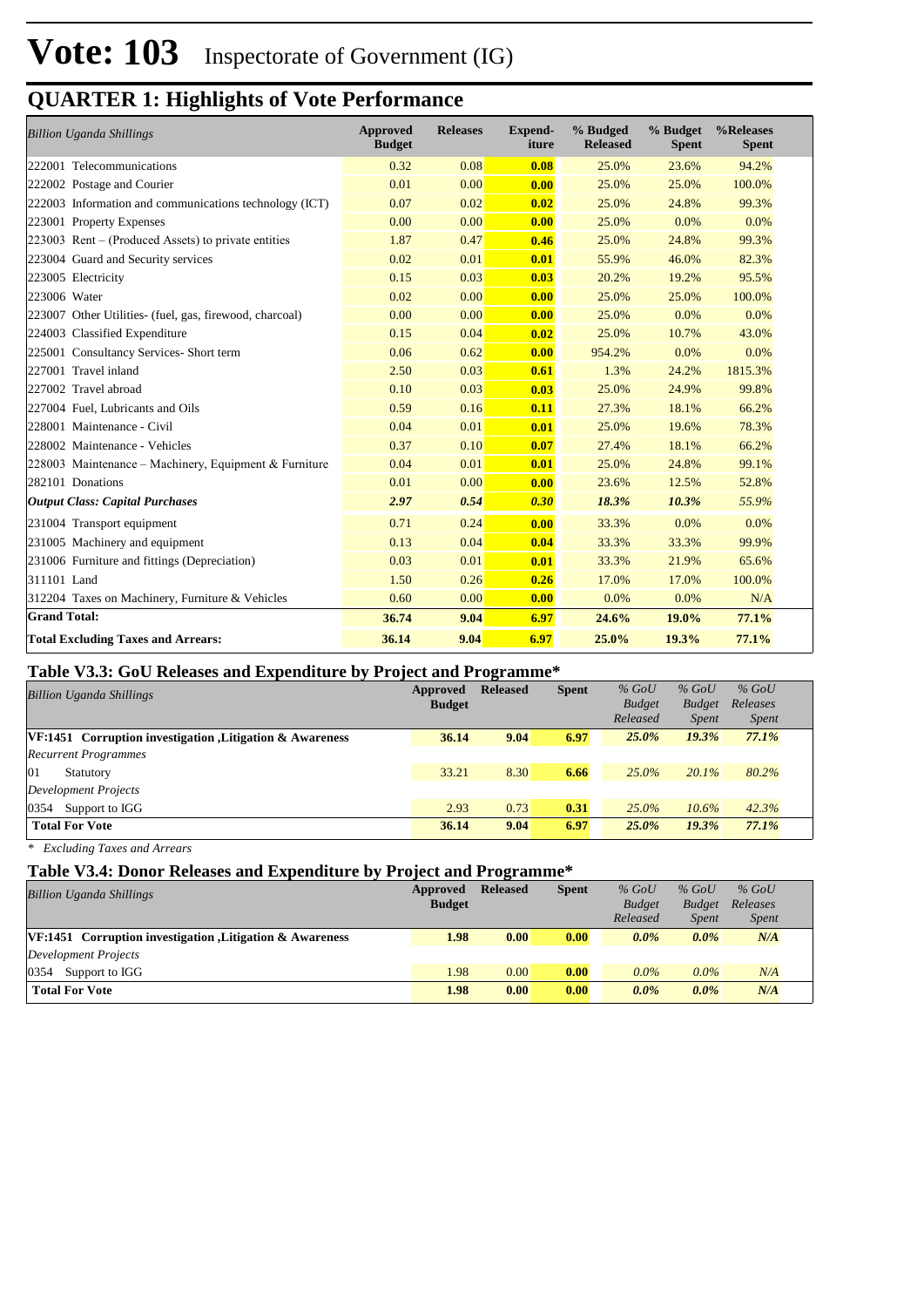# Vote: 103 Inspectorate of Government (IG)

## QUARTER 1: Highlights of Vote Performance

| *Billion Uganda Shillings* | Approved Budget | Releases | Expend-iture | % Budged Released | % Budget Spent | %Releases Spent |
|---|---|---|---|---|---|---|
| 222001 Telecommunications | 0.32 | 0.08 | **0.08** | 25.0% | 23.6% | 94.2% |
| 222002 Postage and Courier | 0.01 | 0.00 | **0.00** | 25.0% | 25.0% | 100.0% |
| 222003 Information and communications technology (ICT) | 0.07 | 0.02 | **0.02** | 25.0% | 24.8% | 99.3% |
| 223001 Property Expenses | 0.00 | 0.00 | **0.00** | 25.0% | 0.0% | 0.0% |
| 223003 Rent – (Produced Assets) to private entities | 1.87 | 0.47 | **0.46** | 25.0% | 24.8% | 99.3% |
| 223004 Guard and Security services | 0.02 | 0.01 | **0.01** | 55.9% | 46.0% | 82.3% |
| 223005 Electricity | 0.15 | 0.03 | **0.03** | 20.2% | 19.2% | 95.5% |
| 223006 Water | 0.02 | 0.00 | **0.00** | 25.0% | 25.0% | 100.0% |
| 223007 Other Utilities- (fuel, gas, firewood, charcoal) | 0.00 | 0.00 | **0.00** | 25.0% | 0.0% | 0.0% |
| 224003 Classified Expenditure | 0.15 | 0.04 | **0.02** | 25.0% | 10.7% | 43.0% |
| 225001 Consultancy Services- Short term | 0.06 | 0.62 | **0.00** | 954.2% | 0.0% | 0.0% |
| 227001 Travel inland | 2.50 | 0.03 | **0.61** | 1.3% | 24.2% | 1815.3% |
| 227002 Travel abroad | 0.10 | 0.03 | **0.03** | 25.0% | 24.9% | 99.8% |
| 227004 Fuel, Lubricants and Oils | 0.59 | 0.16 | **0.11** | 27.3% | 18.1% | 66.2% |
| 228001 Maintenance - Civil | 0.04 | 0.01 | **0.01** | 25.0% | 19.6% | 78.3% |
| 228002 Maintenance - Vehicles | 0.37 | 0.10 | **0.07** | 27.4% | 18.1% | 66.2% |
| 228003 Maintenance – Machinery, Equipment & Furniture | 0.04 | 0.01 | **0.01** | 25.0% | 24.8% | 99.1% |
| 282101 Donations | 0.01 | 0.00 | **0.00** | 23.6% | 12.5% | 52.8% |
| ***Output Class: Capital Purchases*** | ***2.97*** | ***0.54*** | ***0.30*** | ***18.3%*** | ***10.3%*** | ***55.9%*** |
| 231004 Transport equipment | 0.71 | 0.24 | **0.00** | 33.3% | 0.0% | 0.0% |
| 231005 Machinery and equipment | 0.13 | 0.04 | **0.04** | 33.3% | 33.3% | 99.9% |
| 231006 Furniture and fittings (Depreciation) | 0.03 | 0.01 | **0.01** | 33.3% | 21.9% | 65.6% |
| 311101 Land | 1.50 | 0.26 | **0.26** | 17.0% | 17.0% | 100.0% |
| 312204 Taxes on Machinery, Furniture & Vehicles | 0.60 | 0.00 | **0.00** | 0.0% | 0.0% | N/A |
| **Grand Total:** | **36.74** | **9.04** | **6.97** | **24.6%** | **19.0%** | **77.1%** |
| **Total Excluding Taxes and Arrears:** | **36.14** | **9.04** | **6.97** | **25.0%** | **19.3%** | **77.1%** |

### Table V3.3: GoU Releases and Expenditure by Project and Programme*

| *Billion Uganda Shillings* | Approved Budget | Released | Spent | *% GoU Budget Released* | *% GoU Budget Spent* | *% GoU Releases Spent* |
|---|---|---|---|---|---|---|
| **VF:1451 Corruption investigation ,Litigation & Awareness** | **36.14** | **9.04** | **6.97** | ***25.0%*** | ***19.3%*** | ***77.1%*** |
| *Recurrent Programmes* | | | | | | |
| 01 Statutory | 33.21 | 8.30 | **6.66** | *25.0%* | *20.1%* | *80.2%* |
| *Development Projects* | | | | | | |
| 0354 Support to IGG | 2.93 | 0.73 | **0.31** | *25.0%* | *10.6%* | *42.3%* |
| **Total For Vote** | **36.14** | **9.04** | **6.97** | ***25.0%*** | ***19.3%*** | ***77.1%*** |

*\* Excluding Taxes and Arrears*

### Table V3.4: Donor Releases and Expenditure by Project and Programme*

| *Billion Uganda Shillings* | Approved Budget | Released | Spent | *% GoU Budget Released* | *% GoU Budget Spent* | *% GoU Releases Spent* |
|---|---|---|---|---|---|---|
| **VF:1451 Corruption investigation ,Litigation & Awareness** | **1.98** | **0.00** | **0.00** | ***0.0%*** | ***0.0%*** | ***N/A*** |
| *Development Projects* | | | | | | |
| 0354 Support to IGG | 1.98 | 0.00 | **0.00** | *0.0%* | *0.0%* | *N/A* |
| **Total For Vote** | **1.98** | **0.00** | **0.00** | ***0.0%*** | ***0.0%*** | ***N/A*** |